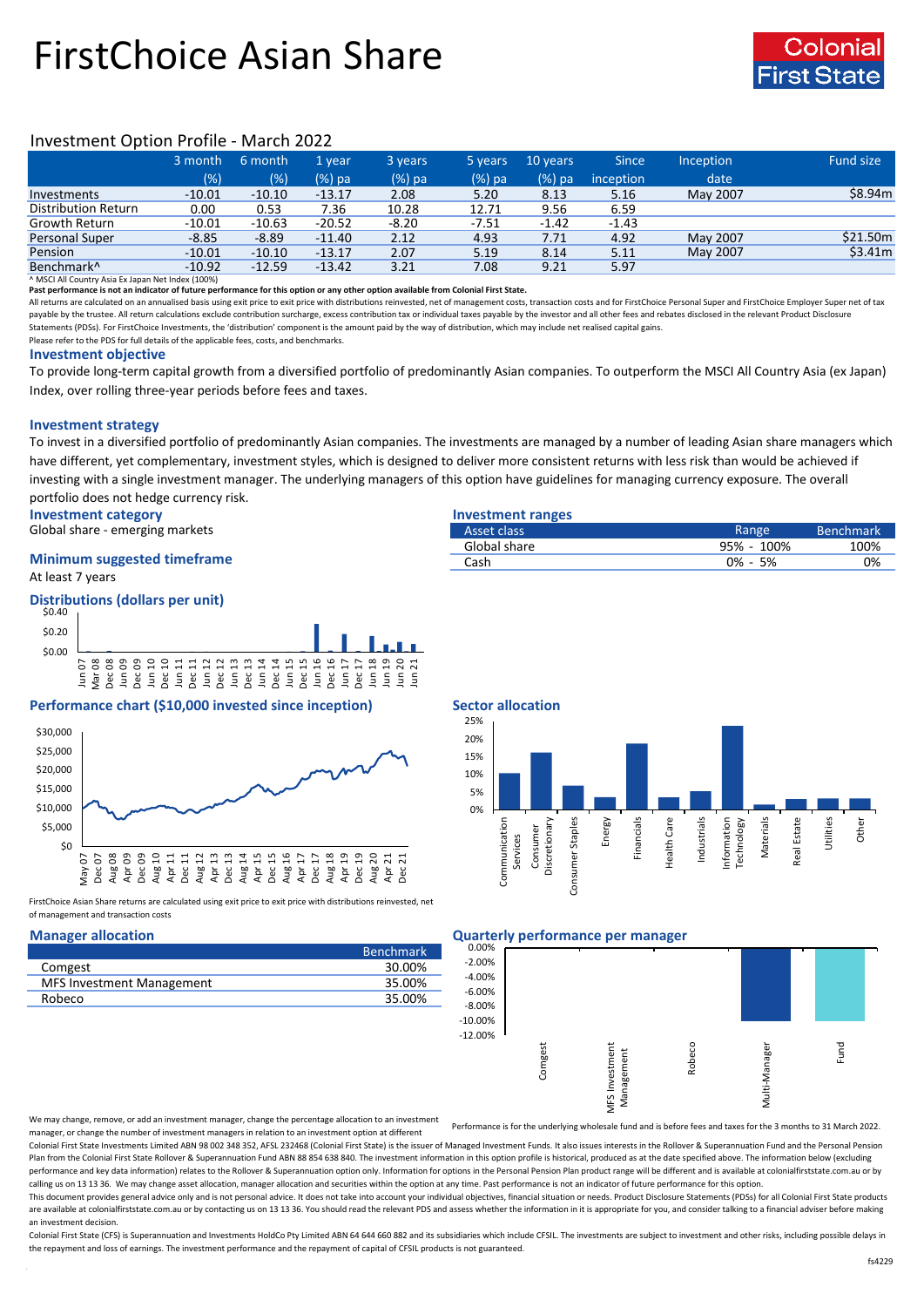# FirstChoice Asian Share

Colonial First State

## Investment Option Profile - March 2022

| | 3 month (%) | 6 month (%) | 1 year (%) pa | 3 years (%) pa | 5 years (%) pa | 10 years (%) pa | Since inception | Inception date | Fund size |
|---|---|---|---|---|---|---|---|---|---|
| Investments | -10.01 | -10.10 | -13.17 | 2.08 | 5.20 | 8.13 | 5.16 | May 2007 | $8.94m |
| Distribution Return | 0.00 | 0.53 | 7.36 | 10.28 | 12.71 | 9.56 | 6.59 | | |
| Growth Return | -10.01 | -10.63 | -20.52 | -8.20 | -7.51 | -1.42 | -1.43 | | |
| Personal Super | -8.85 | -8.89 | -11.40 | 2.12 | 4.93 | 7.71 | 4.92 | May 2007 | $21.50m |
| Pension | -10.01 | -10.10 | -13.17 | 2.07 | 5.19 | 8.14 | 5.11 | May 2007 | $3.41m |
| Benchmark^ | -10.92 | -12.59 | -13.42 | 3.21 | 7.08 | 9.21 | 5.97 | | |

^ MSCI All Country Asia Ex Japan Net Index (100%)

**Past performance is not an indicator of future performance for this option or any other option available from Colonial First State.**

All returns are calculated on an annualised basis using exit price to exit price with distributions reinvested, net of management costs, transaction costs and for FirstChoice Personal Super and FirstChoice Employer Super net of tax payable by the trustee. All return calculations exclude contribution surcharge, excess contribution tax or individual taxes payable by the investor and all other fees and rebates disclosed in the relevant Product Disclosure Statements (PDSs). For FirstChoice Investments, the 'distribution' component is the amount paid by the way of distribution, which may include net realised capital gains.

Please refer to the PDS for full details of the applicable fees, costs, and benchmarks.

### Investment objective

To provide long-term capital growth from a diversified portfolio of predominantly Asian companies. To outperform the MSCI All Country Asia (ex Japan) Index, over rolling three-year periods before fees and taxes.

### Investment strategy

To invest in a diversified portfolio of predominantly Asian companies. The investments are managed by a number of leading Asian share managers which have different, yet complementary, investment styles, which is designed to deliver more consistent returns with less risk than would be achieved if investing with a single investment manager. The underlying managers of this option have guidelines for managing currency exposure. The overall portfolio does not hedge currency risk.

### Investment category

Global share - emerging markets

### Minimum suggested timeframe

At least 7 years

### Investment ranges

| Asset class | Range | Benchmark |
|---|---|---|
| Global share | 95% - 100% | 100% |
| Cash | 0% - 5% | 0% |

### Distributions (dollars per unit)

### Performance chart ($10,000 invested since inception)

FirstChoice Asian Share returns are calculated using exit price to exit price with distributions reinvested, net of management and transaction costs

### Sector allocation

### Manager allocation

| | Benchmark |
|---|---|
| Comgest | 30.00% |
| MFS Investment Management | 35.00% |
| Robeco | 35.00% |

We may change, remove, or add an investment manager, change the percentage allocation to an investment manager, or change the number of investment managers in relation to an investment option at different

### Quarterly performance per manager

Performance is for the underlying wholesale fund and is before fees and taxes for the 3 months to 31 March 2022.

Colonial First State Investments Limited ABN 98 002 348 352, AFSL 232468 (Colonial First State) is the issuer of Managed Investment Funds. It also issues interests in the Rollover & Superannuation Fund and the Personal Pension Plan from the Colonial First State Rollover & Superannuation Fund ABN 88 854 638 840. The investment information in this option profile is historical, produced as at the date specified above. The information below (excluding performance and key data information) relates to the Rollover & Superannuation option only. Information for options in the Personal Pension Plan product range will be different and is available at colonialfirststate.com.au or by calling us on 13 13 36. We may change asset allocation, manager allocation and securities within the option at any time. Past performance is not an indicator of future performance for this option.

This document provides general advice only and is not personal advice. It does not take into account your individual objectives, financial situation or needs. Product Disclosure Statements (PDSs) for all Colonial First State products are available at colonialfirststate.com.au or by contacting us on 13 13 36. You should read the relevant PDS and assess whether the information in it is appropriate for you, and consider talking to a financial adviser before making an investment decision.

Colonial First State (CFS) is Superannuation and Investments HoldCo Pty Limited ABN 64 644 660 882 and its subsidiaries which include CFSIL. The investments are subject to investment and other risks, including possible delays in the repayment and loss of earnings. The investment performance and the repayment of capital of CFSIL products is not guaranteed.

fs4229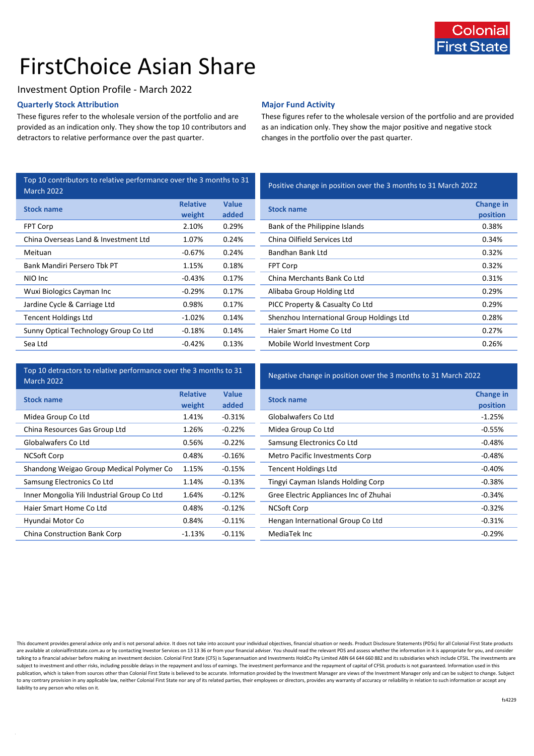# FirstChoice Asian Share

Investment Option Profile - March 2022

### Quarterly Stock Attribution

These figures refer to the wholesale version of the portfolio and are provided as an indication only. They show the top 10 contributors and detractors to relative performance over the past quarter.

**Top 10 contributors to relative performance over the 3 months to 31 March 2022**

| Stock name | Relative weight | Value added |
|---|---|---|
| FPT Corp | 2.10% | 0.29% |
| China Overseas Land & Investment Ltd | 1.07% | 0.24% |
| Meituan | -0.67% | 0.24% |
| Bank Mandiri Persero Tbk PT | 1.15% | 0.18% |
| NIO Inc | -0.43% | 0.17% |
| Wuxi Biologics Cayman Inc | -0.29% | 0.17% |
| Jardine Cycle & Carriage Ltd | 0.98% | 0.17% |
| Tencent Holdings Ltd | -1.02% | 0.14% |
| Sunny Optical Technology Group Co Ltd | -0.18% | 0.14% |
| Sea Ltd | -0.42% | 0.13% |

**Top 10 detractors to relative performance over the 3 months to 31 March 2022**

| Stock name | Relative weight | Value added |
|---|---|---|
| Midea Group Co Ltd | 1.41% | -0.31% |
| China Resources Gas Group Ltd | 1.26% | -0.22% |
| Globalwafers Co Ltd | 0.56% | -0.22% |
| NCSoft Corp | 0.48% | -0.16% |
| Shandong Weigao Group Medical Polymer Co | 1.15% | -0.15% |
| Samsung Electronics Co Ltd | 1.14% | -0.13% |
| Inner Mongolia Yili Industrial Group Co Ltd | 1.64% | -0.12% |
| Haier Smart Home Co Ltd | 0.48% | -0.12% |
| Hyundai Motor Co | 0.84% | -0.11% |
| China Construction Bank Corp | -1.13% | -0.11% |

### Major Fund Activity

These figures refer to the wholesale version of the portfolio and are provided as an indication only. They show the major positive and negative stock changes in the portfolio over the past quarter.

**Positive change in position over the 3 months to 31 March 2022**

| Stock name | Change in position |
|---|---|
| Bank of the Philippine Islands | 0.38% |
| China Oilfield Services Ltd | 0.34% |
| Bandhan Bank Ltd | 0.32% |
| FPT Corp | 0.32% |
| China Merchants Bank Co Ltd | 0.31% |
| Alibaba Group Holding Ltd | 0.29% |
| PICC Property & Casualty Co Ltd | 0.29% |
| Shenzhou International Group Holdings Ltd | 0.28% |
| Haier Smart Home Co Ltd | 0.27% |
| Mobile World Investment Corp | 0.26% |

**Negative change in position over the 3 months to 31 March 2022**

| Stock name | Change in position |
|---|---|
| Globalwafers Co Ltd | -1.25% |
| Midea Group Co Ltd | -0.55% |
| Samsung Electronics Co Ltd | -0.48% |
| Metro Pacific Investments Corp | -0.48% |
| Tencent Holdings Ltd | -0.40% |
| Tingyi Cayman Islands Holding Corp | -0.38% |
| Gree Electric Appliances Inc of Zhuhai | -0.34% |
| NCSoft Corp | -0.32% |
| Hengan International Group Co Ltd | -0.31% |
| MediaTek Inc | -0.29% |

This document provides general advice only and is not personal advice. It does not take into account your individual objectives, financial situation or needs. Product Disclosure Statements (PDSs) for all Colonial First State products are available at colonialfirststate.com.au or by contacting Investor Services on 13 13 36 or from your financial adviser. You should read the relevant PDS and assess whether the information in it is appropriate for you, and consider talking to a financial adviser before making an investment decision. Colonial First State (CFS) is Superannuation and Investments HoldCo Pty Limited ABN 64 644 660 882 and its subsidiaries which include CFSIL. The investments are subject to investment and other risks, including possible delays in the repayment and loss of earnings. The investment performance and the repayment of capital of CFSIL products is not guaranteed. Information used in this publication, which is taken from sources other than Colonial First State is believed to be accurate. Information provided by the Investment Manager are views of the Investment Manager only and can be subject to change. Subject to any contrary provision in any applicable law, neither Colonial First State nor any of its related parties, their employees or directors, provides any warranty of accuracy or reliability in relation to such information or accept any liability to any person who relies on it.

fs4229